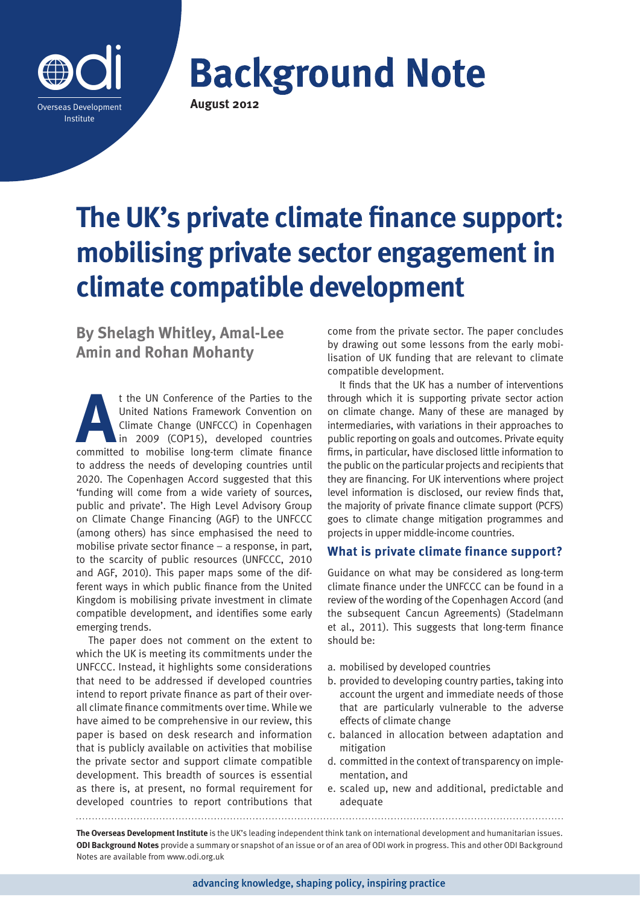Background Note

August 2012

# The UK's private climate finance support: mobilising private sector engagement in climate compatible development

**By Shelagh Whitley, Amal-Lee Amin and Rohan Mohanty**

At the UN Conference of the Parties to the United Nations Framework Convention on Climate Change (UNFCCC) in Copenhagen in 2009 (COP15), developed countries committed to mobilise long-term climate finance to address the needs of developing countries until 2020. The Copenhagen Accord suggested that this 'funding will come from a wide variety of sources, public and private'. The High Level Advisory Group on Climate Change Financing (AGF) to the UNFCCC (among others) has since emphasised the need to mobilise private sector finance – a response, in part, to the scarcity of public resources (UNFCCC, 2010 and AGF, 2010). This paper maps some of the different ways in which public finance from the United Kingdom is mobilising private investment in climate compatible development, and identifies some early emerging trends.

The paper does not comment on the extent to which the UK is meeting its commitments under the UNFCCC. Instead, it highlights some considerations that need to be addressed if developed countries intend to report private finance as part of their overall climate finance commitments over time. While we have aimed to be comprehensive in our review, this paper is based on desk research and information that is publicly available on activities that mobilise the private sector and support climate compatible development. This breadth of sources is essential as there is, at present, no formal requirement for developed countries to report contributions that come from the private sector. The paper concludes by drawing out some lessons from the early mobilisation of UK funding that are relevant to climate compatible development.

It finds that the UK has a number of interventions through which it is supporting private sector action on climate change. Many of these are managed by intermediaries, with variations in their approaches to public reporting on goals and outcomes. Private equity firms, in particular, have disclosed little information to the public on the particular projects and recipients that they are financing. For UK interventions where project level information is disclosed, our review finds that, the majority of private finance climate support (PCFS) goes to climate change mitigation programmes and projects in upper middle-income countries.

## What is private climate finance support?

Guidance on what may be considered as long-term climate finance under the UNFCCC can be found in a review of the wording of the Copenhagen Accord (and the subsequent Cancun Agreements) (Stadelmann et al., 2011). This suggests that long-term finance should be:

a. mobilised by developed countries
b. provided to developing country parties, taking into account the urgent and immediate needs of those that are particularly vulnerable to the adverse effects of climate change
c. balanced in allocation between adaptation and mitigation
d. committed in the context of transparency on implementation, and
e. scaled up, new and additional, predictable and adequate

**The Overseas Development Institute** is the UK's leading independent think tank on international development and humanitarian issues. **ODI Background Notes** provide a summary or snapshot of an issue or of an area of ODI work in progress. This and other ODI Background Notes are available from www.odi.org.uk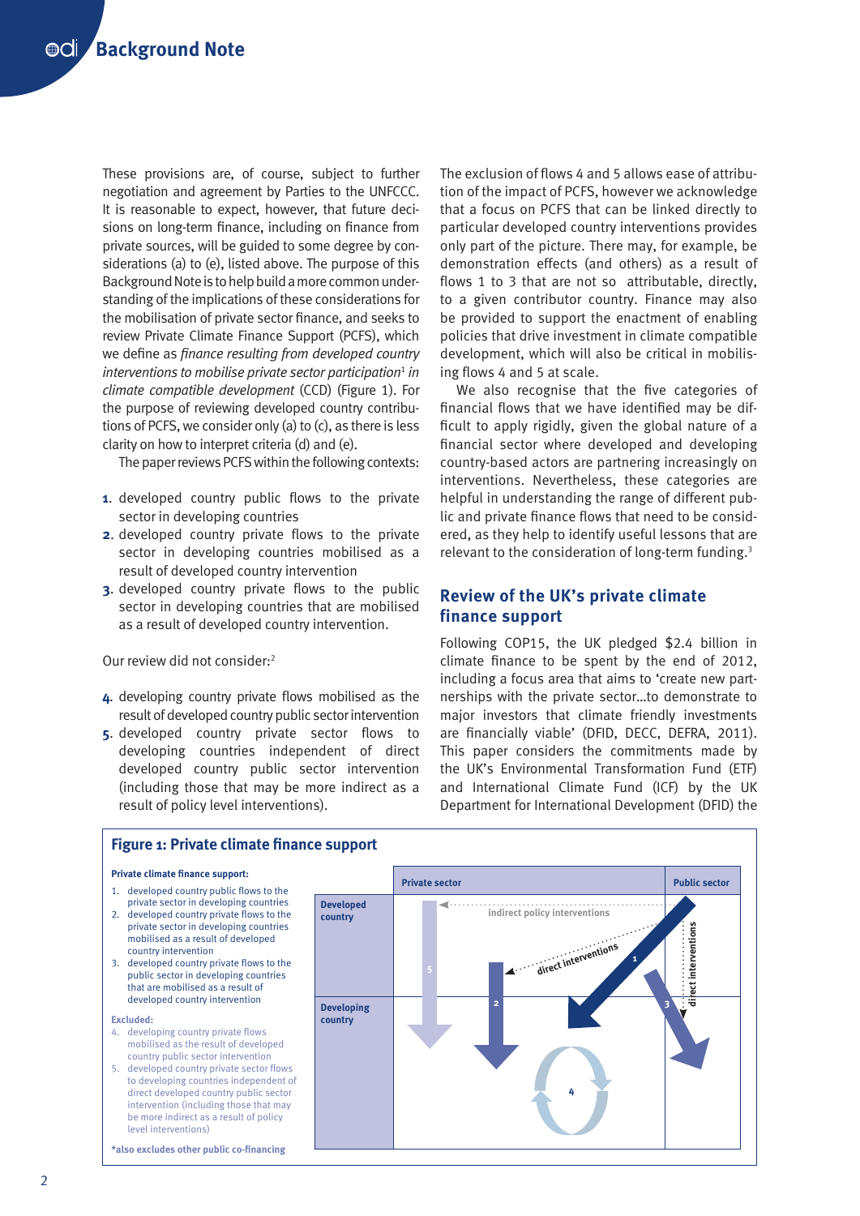These provisions are, of course, subject to further negotiation and agreement by Parties to the UNFCCC. It is reasonable to expect, however, that future decisions on long-term finance, including on finance from private sources, will be guided to some degree by considerations (a) to (e), listed above. The purpose of this Background Note is to help build a more common understanding of the implications of these considerations for the mobilisation of private sector finance, and seeks to review Private Climate Finance Support (PCFS), which we define as *finance resulting from developed country interventions to mobilise private sector participation*[1] *in climate compatible development* (CCD) (Figure 1). For the purpose of reviewing developed country contributions of PCFS, we consider only (a) to (c), as there is less clarity on how to interpret criteria (d) and (e).

The paper reviews PCFS within the following contexts:

1. developed country public flows to the private sector in developing countries
2. developed country private flows to the private sector in developing countries mobilised as a result of developed country intervention
3. developed country private flows to the public sector in developing countries that are mobilised as a result of developed country intervention.

Our review did not consider:[2]

4. developing country private flows mobilised as the result of developed country public sector intervention
5. developed country private sector flows to developing countries independent of direct developed country public sector intervention (including those that may be more indirect as a result of policy level interventions).

The exclusion of flows 4 and 5 allows ease of attribution of the impact of PCFS, however we acknowledge that a focus on PCFS that can be linked directly to particular developed country interventions provides only part of the picture. There may, for example, be demonstration effects (and others) as a result of flows 1 to 3 that are not so attributable, directly, to a given contributor country. Finance may also be provided to support the enactment of enabling policies that drive investment in climate compatible development, which will also be critical in mobilising flows 4 and 5 at scale.

We also recognise that the five categories of financial flows that we have identified may be difficult to apply rigidly, given the global nature of a financial sector where developed and developing country-based actors are partnering increasingly on interventions. Nevertheless, these categories are helpful in understanding the range of different public and private finance flows that need to be considered, as they help to identify useful lessons that are relevant to the consideration of long-term funding.[3]

## Review of the UK's private climate finance support

Following COP15, the UK pledged $2.4 billion in climate finance to be spent by the end of 2012, including a focus area that aims to 'create new partnerships with the private sector…to demonstrate to major investors that climate friendly investments are financially viable' (DFID, DECC, DEFRA, 2011). This paper considers the commitments made by the UK's Environmental Transformation Fund (ETF) and International Climate Fund (ICF) by the UK Department for International Development (DFID) the

### Figure 1: Private climate finance support

**Private climate finance support:**

1. developed country public flows to the private sector in developing countries
2. developed country private flows to the private sector in developing countries mobilised as a result of developed country intervention
3. developed country private flows to the public sector in developing countries that are mobilised as a result of developed country intervention

**Excluded:**

4. developing country private flows mobilised as the result of developed country public sector intervention
5. developed country private sector flows to developing countries independent of direct developed country public sector intervention (including those that may be more indirect as a result of policy level interventions)

**\*also excludes other public co-financing**

| | Private sector | Public sector |
|---|---|---|
| Developed country | indirect policy interventions; direct interventions; 5, 2, 1 | direct interventions; 3 |
| Developing country | 4 | |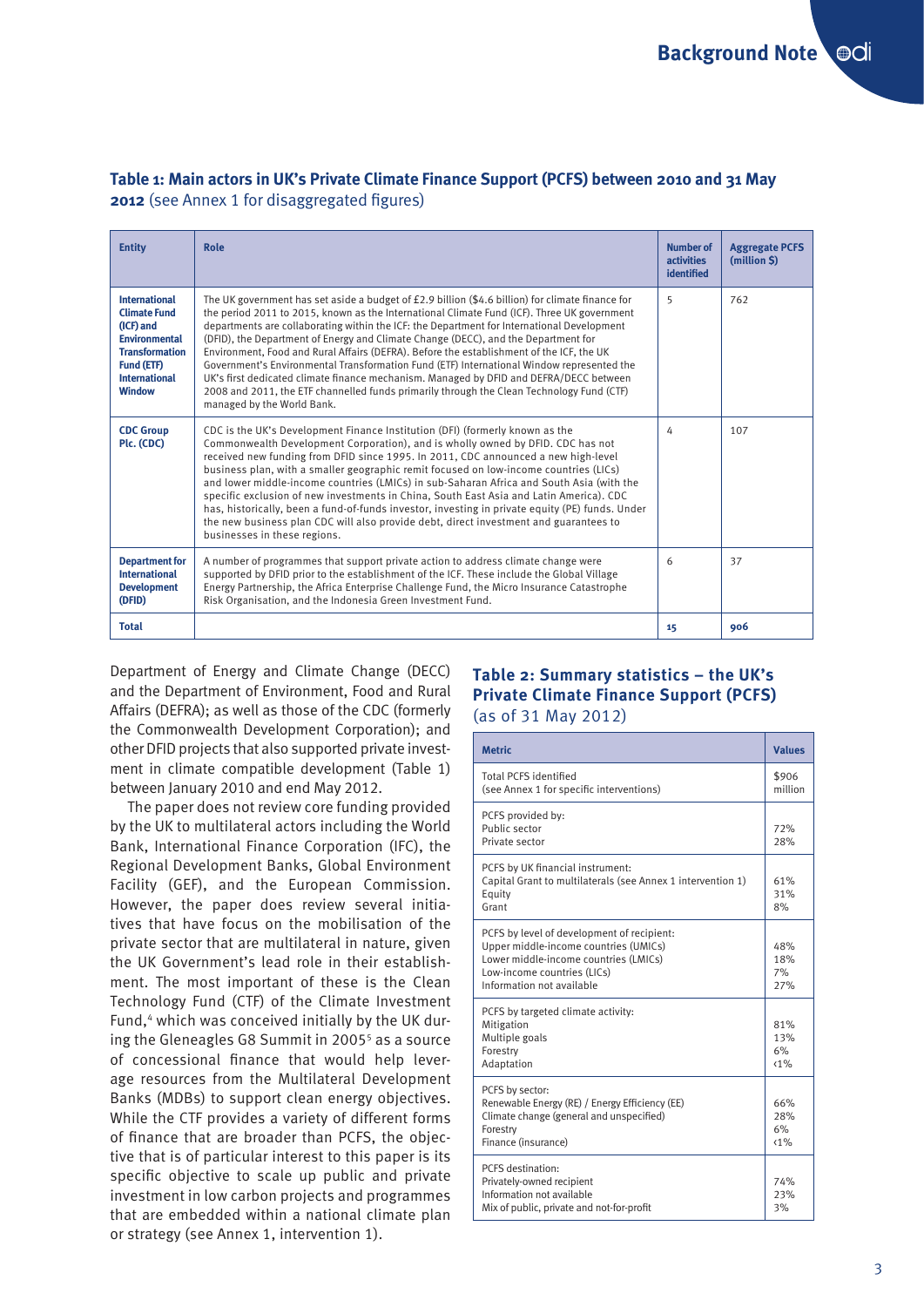**Table 1: Main actors in UK's Private Climate Finance Support (PCFS) between 2010 and 31 May 2012** (see Annex 1 for disaggregated figures)

| Entity | Role | Number of activities identified | Aggregate PCFS (million $) |
|---|---|---|---|
| **International Climate Fund (ICF) and Environmental Transformation Fund (ETF) International Window** | The UK government has set aside a budget of £2.9 billion ($4.6 billion) for climate finance for the period 2011 to 2015, known as the International Climate Fund (ICF). Three UK government departments are collaborating within the ICF: the Department for International Development (DFID), the Department of Energy and Climate Change (DECC), and the Department for Environment, Food and Rural Affairs (DEFRA). Before the establishment of the ICF, the UK Government's Environmental Transformation Fund (ETF) International Window represented the UK's first dedicated climate finance mechanism. Managed by DFID and DEFRA/DECC between 2008 and 2011, the ETF channelled funds primarily through the Clean Technology Fund (CTF) managed by the World Bank. | 5 | 762 |
| **CDC Group Plc. (CDC)** | CDC is the UK's Development Finance Institution (DFI) (formerly known as the Commonwealth Development Corporation), and is wholly owned by DFID. CDC has not received new funding from DFID since 1995. In 2011, CDC announced a new high-level business plan, with a smaller geographic remit focused on low-income countries (LICs) and lower middle-income countries (LMICs) in sub-Saharan Africa and South Asia (with the specific exclusion of new investments in China, South East Asia and Latin America). CDC has, historically, been a fund-of-funds investor, investing in private equity (PE) funds. Under the new business plan CDC will also provide debt, direct investment and guarantees to businesses in these regions. | 4 | 107 |
| **Department for International Development (DFID)** | A number of programmes that support private action to address climate change were supported by DFID prior to the establishment of the ICF. These include the Global Village Energy Partnership, the Africa Enterprise Challenge Fund, the Micro Insurance Catastrophe Risk Organisation, and the Indonesia Green Investment Fund. | 6 | 37 |
| **Total** | | **15** | **906** |

Department of Energy and Climate Change (DECC) and the Department of Environment, Food and Rural Affairs (DEFRA); as well as those of the CDC (formerly the Commonwealth Development Corporation); and other DFID projects that also supported private investment in climate compatible development (Table 1) between January 2010 and end May 2012.

The paper does not review core funding provided by the UK to multilateral actors including the World Bank, International Finance Corporation (IFC), the Regional Development Banks, Global Environment Facility (GEF), and the European Commission. However, the paper does review several initiatives that have focus on the mobilisation of the private sector that are multilateral in nature, given the UK Government's lead role in their establishment. The most important of these is the Clean Technology Fund (CTF) of the Climate Investment Fund,[4] which was conceived initially by the UK during the Gleneagles G8 Summit in 2005[5] as a source of concessional finance that would help leverage resources from the Multilateral Development Banks (MDBs) to support clean energy objectives. While the CTF provides a variety of different forms of finance that are broader than PCFS, the objective that is of particular interest to this paper is its specific objective to scale up public and private investment in low carbon projects and programmes that are embedded within a national climate plan or strategy (see Annex 1, intervention 1).

**Table 2: Summary statistics – the UK's Private Climate Finance Support (PCFS)** (as of 31 May 2012)

| Metric | Values |
|---|---|
| Total PCFS identified<br>(see Annex 1 for specific interventions) | $906 million |
| PCFS provided by:<br>Public sector<br>Private sector | <br>72%<br>28% |
| PCFS by UK financial instrument:<br>Capital Grant to multilaterals (see Annex 1 intervention 1)<br>Equity<br>Grant | <br>61%<br>31%<br>8% |
| PCFS by level of development of recipient:<br>Upper middle-income countries (UMICs)<br>Lower middle-income countries (LMICs)<br>Low-income countries (LICs)<br>Information not available | <br>48%<br>18%<br>7%<br>27% |
| PCFS by targeted climate activity:<br>Mitigation<br>Multiple goals<br>Forestry<br>Adaptation | <br>81%<br>13%<br>6%<br><1% |
| PCFS by sector:<br>Renewable Energy (RE) / Energy Efficiency (EE)<br>Climate change (general and unspecified)<br>Forestry<br>Finance (insurance) | <br>66%<br>28%<br>6%<br><1% |
| PCFS destination:<br>Privately-owned recipient<br>Information not available<br>Mix of public, private and not-for-profit | <br>74%<br>23%<br>3% |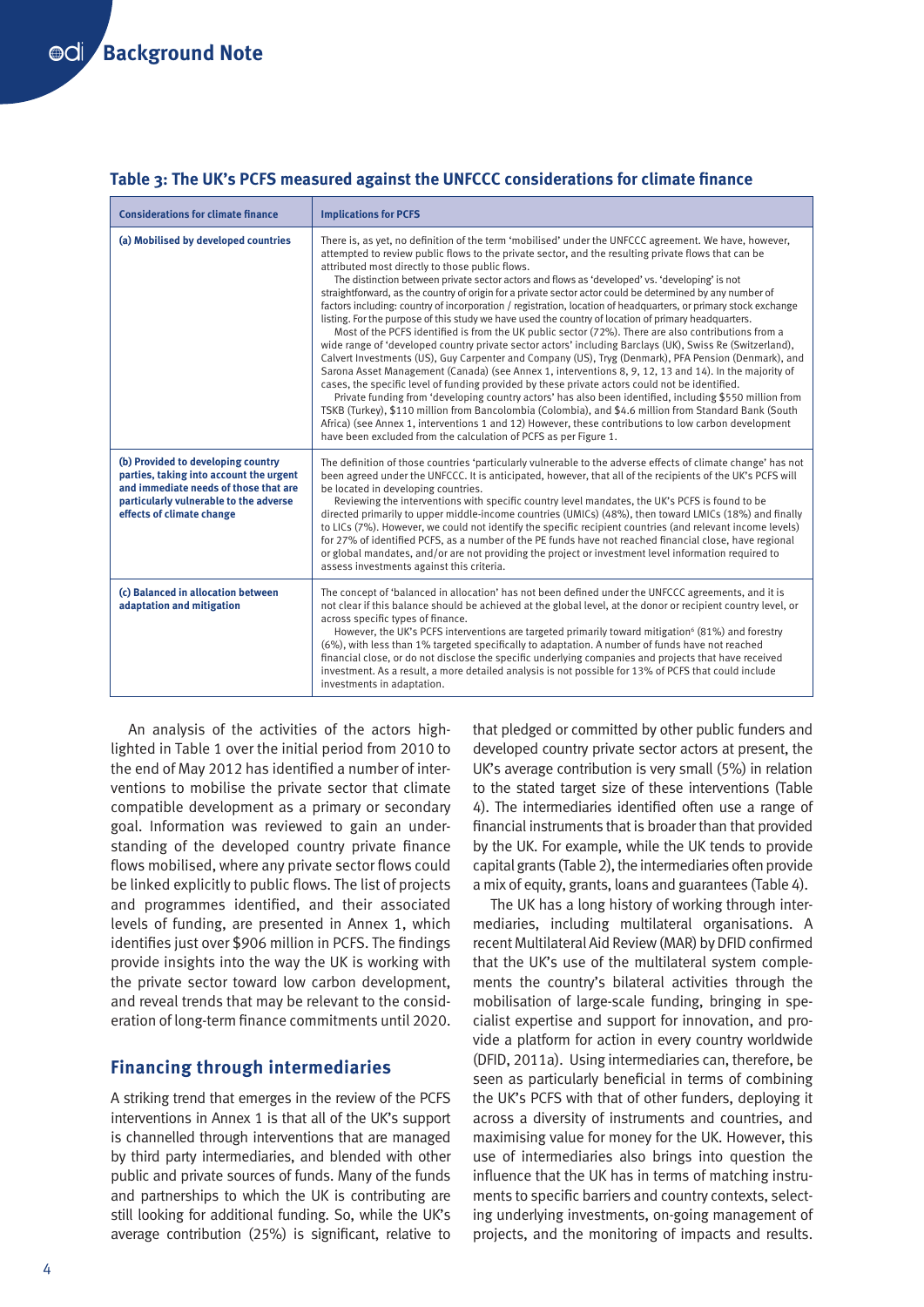### Table 3: The UK's PCFS measured against the UNFCCC considerations for climate finance

| Considerations for climate finance | Implications for PCFS |
|---|---|
| **(a) Mobilised by developed countries** | There is, as yet, no definition of the term 'mobilised' under the UNFCCC agreement. We have, however, attempted to review public flows to the private sector, and the resulting private flows that can be attributed most directly to those public flows. The distinction between private sector actors and flows as 'developed' vs. 'developing' is not straightforward, as the country of origin for a private sector actor could be determined by any number of factors including: country of incorporation / registration, location of headquarters, or primary stock exchange listing. For the purpose of this study we have used the country of location of primary headquarters. Most of the PCFS identified is from the UK public sector (72%). There are also contributions from a wide range of 'developed country private sector actors' including Barclays (UK), Swiss Re (Switzerland), Calvert Investments (US), Guy Carpenter and Company (US), Tryg (Denmark), PFA Pension (Denmark), and Sarona Asset Management (Canada) (see Annex 1, interventions 8, 9, 12, 13 and 14). In the majority of cases, the specific level of funding provided by these private actors could not be identified. Private funding from 'developing country actors' has also been identified, including $550 million from TSKB (Turkey), $110 million from Bancolombia (Colombia), and $4.6 million from Standard Bank (South Africa) (see Annex 1, interventions 1 and 12) However, these contributions to low carbon development have been excluded from the calculation of PCFS as per Figure 1. |
| **(b) Provided to developing country parties, taking into account the urgent and immediate needs of those that are particularly vulnerable to the adverse effects of climate change** | The definition of those countries 'particularly vulnerable to the adverse effects of climate change' has not been agreed under the UNFCCC. It is anticipated, however, that all of the recipients of the UK's PCFS will be located in developing countries. Reviewing the interventions with specific country level mandates, the UK's PCFS is found to be directed primarily to upper middle-income countries (UMICs) (48%), then toward LMICs (18%) and finally to LICs (7%). However, we could not identify the specific recipient countries (and relevant income levels) for 27% of identified PCFS, as a number of the PE funds have not reached financial close, have regional or global mandates, and/or are not providing the project or investment level information required to assess investments against this criteria. |
| **(c) Balanced in allocation between adaptation and mitigation** | The concept of 'balanced in allocation' has not been defined under the UNFCCC agreements, and it is not clear if this balance should be achieved at the global level, at the donor or recipient country level, or across specific types of finance. However, the UK's PCFS interventions are targeted primarily toward mitigation[6] (81%) and forestry (6%), with less than 1% targeted specifically to adaptation. A number of funds have not reached financial close, or do not disclose the specific underlying companies and projects that have received investment. As a result, a more detailed analysis is not possible for 13% of PCFS that could include investments in adaptation. |

An analysis of the activities of the actors highlighted in Table 1 over the initial period from 2010 to the end of May 2012 has identified a number of interventions to mobilise the private sector that climate compatible development as a primary or secondary goal. Information was reviewed to gain an understanding of the developed country private finance flows mobilised, where any private sector flows could be linked explicitly to public flows. The list of projects and programmes identified, and their associated levels of funding, are presented in Annex 1, which identifies just over $906 million in PCFS. The findings provide insights into the way the UK is working with the private sector toward low carbon development, and reveal trends that may be relevant to the consideration of long-term finance commitments until 2020.

## Financing through intermediaries

A striking trend that emerges in the review of the PCFS interventions in Annex 1 is that all of the UK's support is channelled through interventions that are managed by third party intermediaries, and blended with other public and private sources of funds. Many of the funds and partnerships to which the UK is contributing are still looking for additional funding. So, while the UK's average contribution (25%) is significant, relative to that pledged or committed by other public funders and developed country private sector actors at present, the UK's average contribution is very small (5%) in relation to the stated target size of these interventions (Table 4). The intermediaries identified often use a range of financial instruments that is broader than that provided by the UK. For example, while the UK tends to provide capital grants (Table 2), the intermediaries often provide a mix of equity, grants, loans and guarantees (Table 4).

The UK has a long history of working through intermediaries, including multilateral organisations. A recent Multilateral Aid Review (MAR) by DFID confirmed that the UK's use of the multilateral system complements the country's bilateral activities through the mobilisation of large-scale funding, bringing in specialist expertise and support for innovation, and provide a platform for action in every country worldwide (DFID, 2011a). Using intermediaries can, therefore, be seen as particularly beneficial in terms of combining the UK's PCFS with that of other funders, deploying it across a diversity of instruments and countries, and maximising value for money for the UK. However, this use of intermediaries also brings into question the influence that the UK has in terms of matching instruments to specific barriers and country contexts, selecting underlying investments, on-going management of projects, and the monitoring of impacts and results.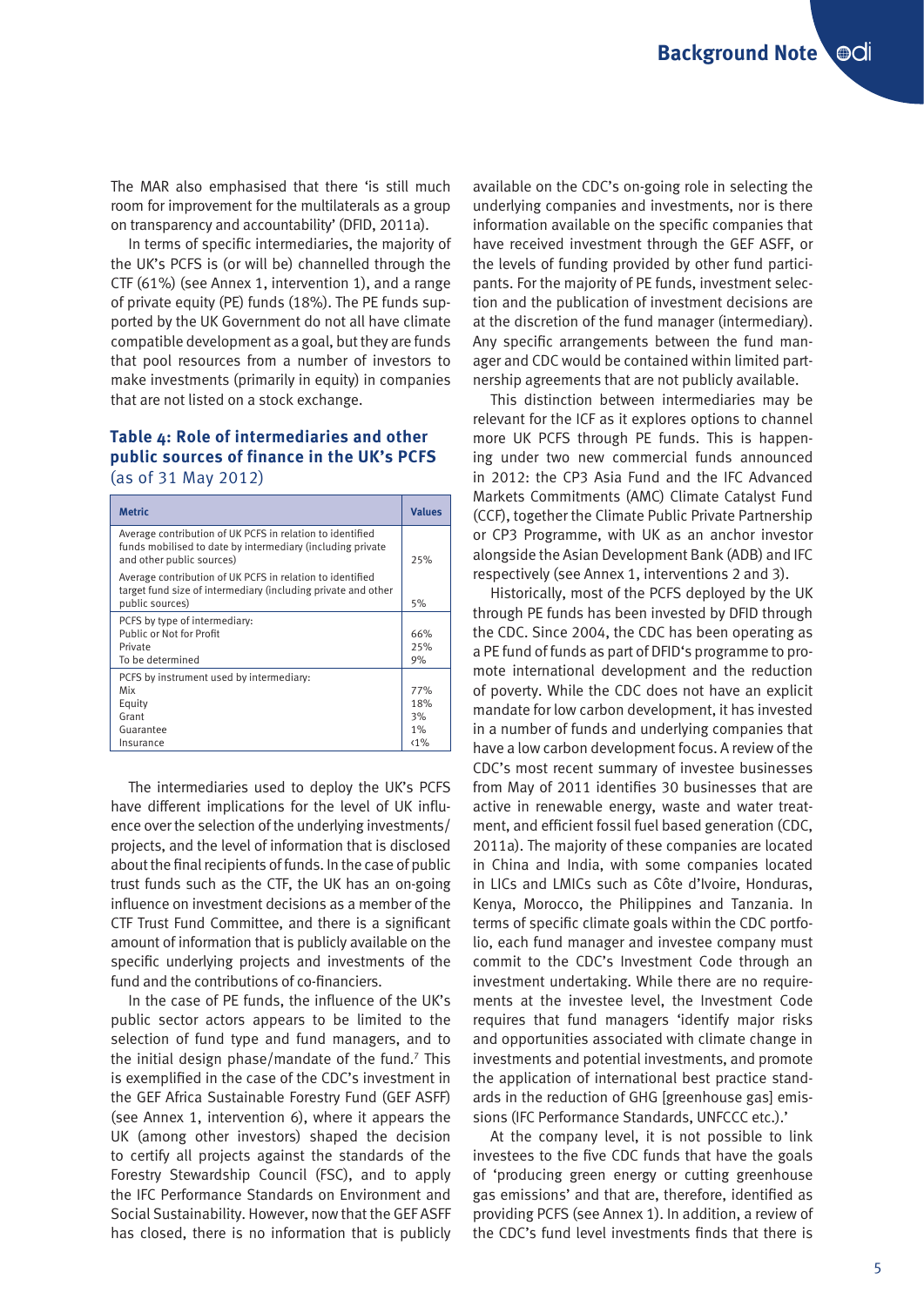The MAR also emphasised that there 'is still much room for improvement for the multilaterals as a group on transparency and accountability' (DFID, 2011a).

In terms of specific intermediaries, the majority of the UK's PCFS is (or will be) channelled through the CTF (61%) (see Annex 1, intervention 1), and a range of private equity (PE) funds (18%). The PE funds supported by the UK Government do not all have climate compatible development as a goal, but they are funds that pool resources from a number of investors to make investments (primarily in equity) in companies that are not listed on a stock exchange.

### Table 4: Role of intermediaries and other public sources of finance in the UK's PCFS (as of 31 May 2012)

| Metric | Values |
|---|---|
| Average contribution of UK PCFS in relation to identified funds mobilised to date by intermediary (including private and other public sources) | 25% |
| Average contribution of UK PCFS in relation to identified target fund size of intermediary (including private and other public sources) | 5% |
| PCFS by type of intermediary: | |
| Public or Not for Profit | 66% |
| Private | 25% |
| To be determined | 9% |
| PCFS by instrument used by intermediary: | |
| Mix | 77% |
| Equity | 18% |
| Grant | 3% |
| Guarantee | 1% |
| Insurance | <1% |

The intermediaries used to deploy the UK's PCFS have different implications for the level of UK influence over the selection of the underlying investments/projects, and the level of information that is disclosed about the final recipients of funds. In the case of public trust funds such as the CTF, the UK has an on-going influence on investment decisions as a member of the CTF Trust Fund Committee, and there is a significant amount of information that is publicly available on the specific underlying projects and investments of the fund and the contributions of co-financiers.

In the case of PE funds, the influence of the UK's public sector actors appears to be limited to the selection of fund type and fund managers, and to the initial design phase/mandate of the fund.[7] This is exemplified in the case of the CDC's investment in the GEF Africa Sustainable Forestry Fund (GEF ASFF) (see Annex 1, intervention 6), where it appears the UK (among other investors) shaped the decision to certify all projects against the standards of the Forestry Stewardship Council (FSC), and to apply the IFC Performance Standards on Environment and Social Sustainability. However, now that the GEF ASFF has closed, there is no information that is publicly available on the CDC's on-going role in selecting the underlying companies and investments, nor is there information available on the specific companies that have received investment through the GEF ASFF, or the levels of funding provided by other fund participants. For the majority of PE funds, investment selection and the publication of investment decisions are at the discretion of the fund manager (intermediary). Any specific arrangements between the fund manager and CDC would be contained within limited partnership agreements that are not publicly available.

This distinction between intermediaries may be relevant for the ICF as it explores options to channel more UK PCFS through PE funds. This is happening under two new commercial funds announced in 2012: the CP3 Asia Fund and the IFC Advanced Markets Commitments (AMC) Climate Catalyst Fund (CCF), together the Climate Public Private Partnership or CP3 Programme, with UK as an anchor investor alongside the Asian Development Bank (ADB) and IFC respectively (see Annex 1, interventions 2 and 3).

Historically, most of the PCFS deployed by the UK through PE funds has been invested by DFID through the CDC. Since 2004, the CDC has been operating as a PE fund of funds as part of DFID's programme to promote international development and the reduction of poverty. While the CDC does not have an explicit mandate for low carbon development, it has invested in a number of funds and underlying companies that have a low carbon development focus. A review of the CDC's most recent summary of investee businesses from May of 2011 identifies 30 businesses that are active in renewable energy, waste and water treatment, and efficient fossil fuel based generation (CDC, 2011a). The majority of these companies are located in China and India, with some companies located in LICs and LMICs such as Côte d'Ivoire, Honduras, Kenya, Morocco, the Philippines and Tanzania. In terms of specific climate goals within the CDC portfolio, each fund manager and investee company must commit to the CDC's Investment Code through an investment undertaking. While there are no requirements at the investee level, the Investment Code requires that fund managers 'identify major risks and opportunities associated with climate change in investments and potential investments, and promote the application of international best practice standards in the reduction of GHG [greenhouse gas] emissions (IFC Performance Standards, UNFCCC etc.).'

At the company level, it is not possible to link investees to the five CDC funds that have the goals of 'producing green energy or cutting greenhouse gas emissions' and that are, therefore, identified as providing PCFS (see Annex 1). In addition, a review of the CDC's fund level investments finds that there is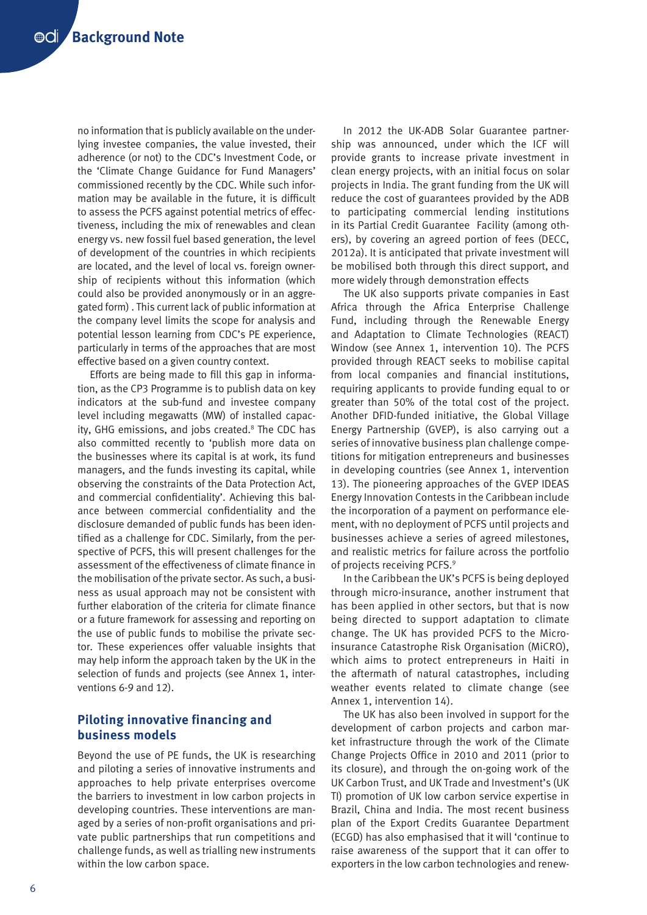no information that is publicly available on the underlying investee companies, the value invested, their adherence (or not) to the CDC's Investment Code, or the 'Climate Change Guidance for Fund Managers' commissioned recently by the CDC. While such information may be available in the future, it is difficult to assess the PCFS against potential metrics of effectiveness, including the mix of renewables and clean energy vs. new fossil fuel based generation, the level of development of the countries in which recipients are located, and the level of local vs. foreign ownership of recipients without this information (which could also be provided anonymously or in an aggregated form) . This current lack of public information at the company level limits the scope for analysis and potential lesson learning from CDC's PE experience, particularly in terms of the approaches that are most effective based on a given country context.

Efforts are being made to fill this gap in information, as the CP3 Programme is to publish data on key indicators at the sub-fund and investee company level including megawatts (MW) of installed capacity, GHG emissions, and jobs created.[8] The CDC has also committed recently to 'publish more data on the businesses where its capital is at work, its fund managers, and the funds investing its capital, while observing the constraints of the Data Protection Act, and commercial confidentiality'. Achieving this balance between commercial confidentiality and the disclosure demanded of public funds has been identified as a challenge for CDC. Similarly, from the perspective of PCFS, this will present challenges for the assessment of the effectiveness of climate finance in the mobilisation of the private sector. As such, a business as usual approach may not be consistent with further elaboration of the criteria for climate finance or a future framework for assessing and reporting on the use of public funds to mobilise the private sector. These experiences offer valuable insights that may help inform the approach taken by the UK in the selection of funds and projects (see Annex 1, interventions 6-9 and 12).

## Piloting innovative financing and business models

Beyond the use of PE funds, the UK is researching and piloting a series of innovative instruments and approaches to help private enterprises overcome the barriers to investment in low carbon projects in developing countries. These interventions are managed by a series of non-profit organisations and private public partnerships that run competitions and challenge funds, as well as trialling new instruments within the low carbon space.

In 2012 the UK-ADB Solar Guarantee partnership was announced, under which the ICF will provide grants to increase private investment in clean energy projects, with an initial focus on solar projects in India. The grant funding from the UK will reduce the cost of guarantees provided by the ADB to participating commercial lending institutions in its Partial Credit Guarantee Facility (among others), by covering an agreed portion of fees (DECC, 2012a). It is anticipated that private investment will be mobilised both through this direct support, and more widely through demonstration effects

The UK also supports private companies in East Africa through the Africa Enterprise Challenge Fund, including through the Renewable Energy and Adaptation to Climate Technologies (REACT) Window (see Annex 1, intervention 10). The PCFS provided through REACT seeks to mobilise capital from local companies and financial institutions, requiring applicants to provide funding equal to or greater than 50% of the total cost of the project. Another DFID-funded initiative, the Global Village Energy Partnership (GVEP), is also carrying out a series of innovative business plan challenge competitions for mitigation entrepreneurs and businesses in developing countries (see Annex 1, intervention 13). The pioneering approaches of the GVEP IDEAS Energy Innovation Contests in the Caribbean include the incorporation of a payment on performance element, with no deployment of PCFS until projects and businesses achieve a series of agreed milestones, and realistic metrics for failure across the portfolio of projects receiving PCFS.[9]

In the Caribbean the UK's PCFS is being deployed through micro-insurance, another instrument that has been applied in other sectors, but that is now being directed to support adaptation to climate change. The UK has provided PCFS to the Micro-insurance Catastrophe Risk Organisation (MiCRO), which aims to protect entrepreneurs in Haiti in the aftermath of natural catastrophes, including weather events related to climate change (see Annex 1, intervention 14).

The UK has also been involved in support for the development of carbon projects and carbon market infrastructure through the work of the Climate Change Projects Office in 2010 and 2011 (prior to its closure), and through the on-going work of the UK Carbon Trust, and UK Trade and Investment's (UK TI) promotion of UK low carbon service expertise in Brazil, China and India. The most recent business plan of the Export Credits Guarantee Department (ECGD) has also emphasised that it will 'continue to raise awareness of the support that it can offer to exporters in the low carbon technologies and renew-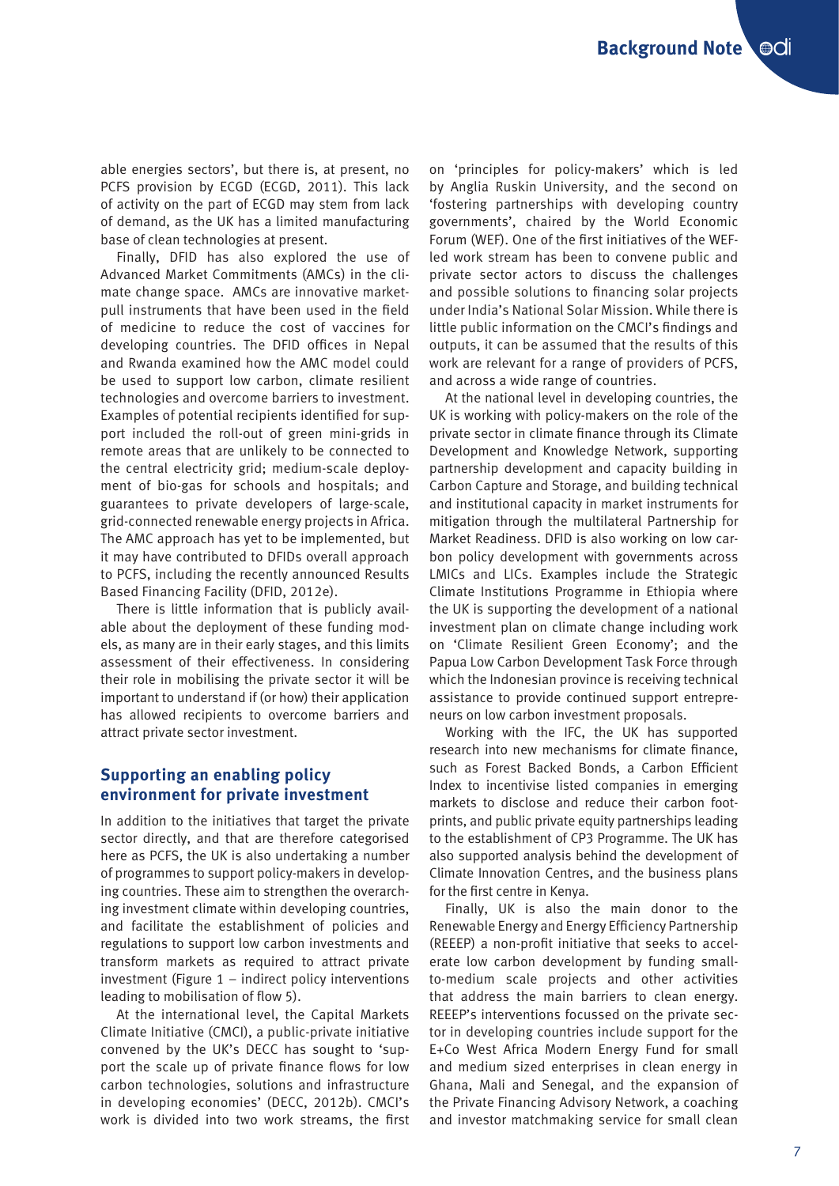able energies sectors', but there is, at present, no PCFS provision by ECGD (ECGD, 2011). This lack of activity on the part of ECGD may stem from lack of demand, as the UK has a limited manufacturing base of clean technologies at present.

Finally, DFID has also explored the use of Advanced Market Commitments (AMCs) in the climate change space. AMCs are innovative market-pull instruments that have been used in the field of medicine to reduce the cost of vaccines for developing countries. The DFID offices in Nepal and Rwanda examined how the AMC model could be used to support low carbon, climate resilient technologies and overcome barriers to investment. Examples of potential recipients identified for support included the roll-out of green mini-grids in remote areas that are unlikely to be connected to the central electricity grid; medium-scale deployment of bio-gas for schools and hospitals; and guarantees to private developers of large-scale, grid-connected renewable energy projects in Africa. The AMC approach has yet to be implemented, but it may have contributed to DFIDs overall approach to PCFS, including the recently announced Results Based Financing Facility (DFID, 2012e).

There is little information that is publicly available about the deployment of these funding models, as many are in their early stages, and this limits assessment of their effectiveness. In considering their role in mobilising the private sector it will be important to understand if (or how) their application has allowed recipients to overcome barriers and attract private sector investment.

## Supporting an enabling policy environment for private investment

In addition to the initiatives that target the private sector directly, and that are therefore categorised here as PCFS, the UK is also undertaking a number of programmes to support policy-makers in developing countries. These aim to strengthen the overarching investment climate within developing countries, and facilitate the establishment of policies and regulations to support low carbon investments and transform markets as required to attract private investment (Figure 1 – indirect policy interventions leading to mobilisation of flow 5).

At the international level, the Capital Markets Climate Initiative (CMCI), a public-private initiative convened by the UK's DECC has sought to 'support the scale up of private finance flows for low carbon technologies, solutions and infrastructure in developing economies' (DECC, 2012b). CMCI's work is divided into two work streams, the first on 'principles for policy-makers' which is led by Anglia Ruskin University, and the second on 'fostering partnerships with developing country governments', chaired by the World Economic Forum (WEF). One of the first initiatives of the WEF-led work stream has been to convene public and private sector actors to discuss the challenges and possible solutions to financing solar projects under India's National Solar Mission. While there is little public information on the CMCI's findings and outputs, it can be assumed that the results of this work are relevant for a range of providers of PCFS, and across a wide range of countries.

At the national level in developing countries, the UK is working with policy-makers on the role of the private sector in climate finance through its Climate Development and Knowledge Network, supporting partnership development and capacity building in Carbon Capture and Storage, and building technical and institutional capacity in market instruments for mitigation through the multilateral Partnership for Market Readiness. DFID is also working on low carbon policy development with governments across LMICs and LICs. Examples include the Strategic Climate Institutions Programme in Ethiopia where the UK is supporting the development of a national investment plan on climate change including work on 'Climate Resilient Green Economy'; and the Papua Low Carbon Development Task Force through which the Indonesian province is receiving technical assistance to provide continued support entrepreneurs on low carbon investment proposals.

Working with the IFC, the UK has supported research into new mechanisms for climate finance, such as Forest Backed Bonds, a Carbon Efficient Index to incentivise listed companies in emerging markets to disclose and reduce their carbon footprints, and public private equity partnerships leading to the establishment of CP3 Programme. The UK has also supported analysis behind the development of Climate Innovation Centres, and the business plans for the first centre in Kenya.

Finally, UK is also the main donor to the Renewable Energy and Energy Efficiency Partnership (REEEP) a non-profit initiative that seeks to accelerate low carbon development by funding small-to-medium scale projects and other activities that address the main barriers to clean energy. REEEP's interventions focussed on the private sector in developing countries include support for the E+Co West Africa Modern Energy Fund for small and medium sized enterprises in clean energy in Ghana, Mali and Senegal, and the expansion of the Private Financing Advisory Network, a coaching and investor matchmaking service for small clean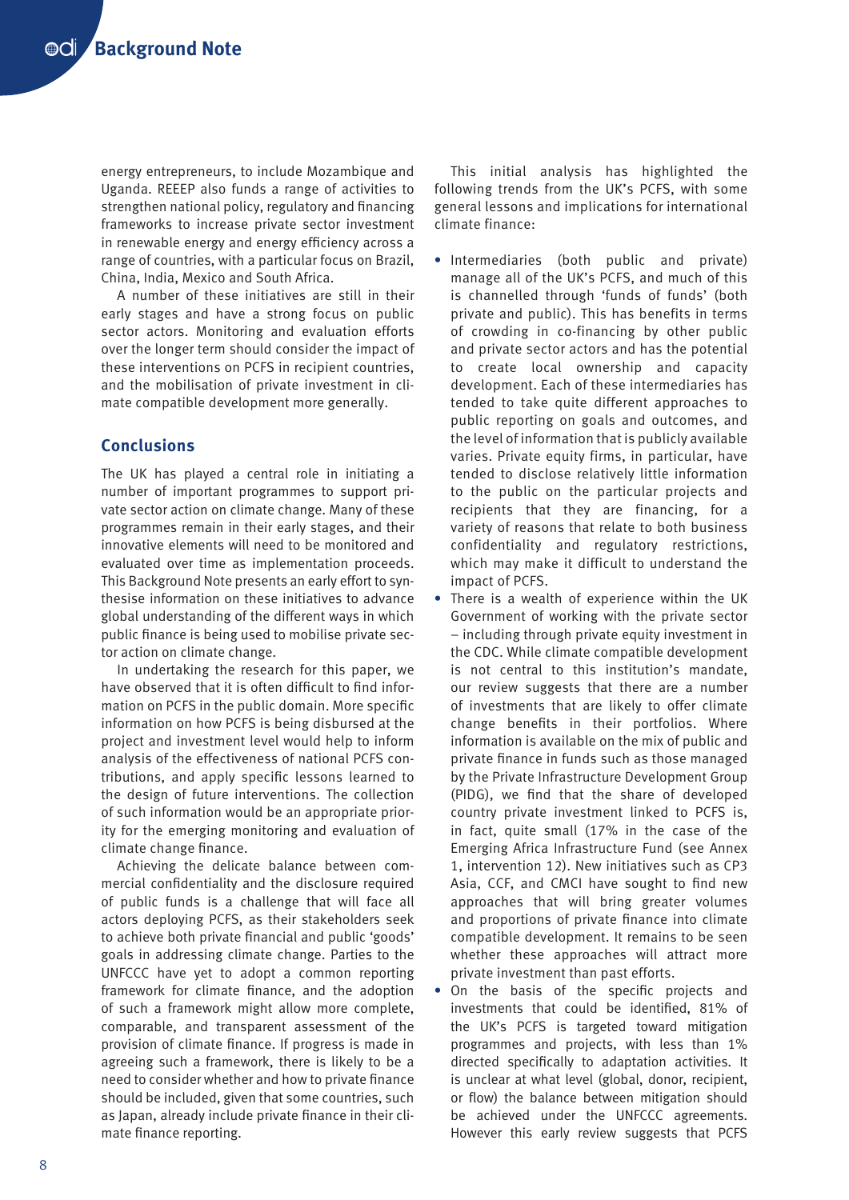energy entrepreneurs, to include Mozambique and Uganda. REEEP also funds a range of activities to strengthen national policy, regulatory and financing frameworks to increase private sector investment in renewable energy and energy efficiency across a range of countries, with a particular focus on Brazil, China, India, Mexico and South Africa.

A number of these initiatives are still in their early stages and have a strong focus on public sector actors. Monitoring and evaluation efforts over the longer term should consider the impact of these interventions on PCFS in recipient countries, and the mobilisation of private investment in climate compatible development more generally.

## Conclusions

The UK has played a central role in initiating a number of important programmes to support private sector action on climate change. Many of these programmes remain in their early stages, and their innovative elements will need to be monitored and evaluated over time as implementation proceeds. This Background Note presents an early effort to synthesise information on these initiatives to advance global understanding of the different ways in which public finance is being used to mobilise private sector action for action on climate change.

In undertaking the research for this paper, we have observed that it is often difficult to find information on PCFS in the public domain. More specific information on how PCFS is being disbursed at the project and investment level would help to inform analysis of the effectiveness of national PCFS contributions, and apply specific lessons learned to the design of future interventions. The collection of such information would be an appropriate priority for the emerging monitoring and evaluation of climate change finance.

Achieving the delicate balance between commercial confidentiality and the disclosure required of public funds is a challenge that will face all actors deploying PCFS, as their stakeholders seek to achieve both private financial and public 'goods' goals in addressing climate change. Parties to the UNFCCC have yet to adopt a common reporting framework for climate finance, and the adoption of such a framework might allow more complete, comparable, and transparent assessment of the provision of climate finance. If progress is made in agreeing such a framework, there is likely to be a need to consider whether and how to private finance should be included, given that some countries, such as Japan, already include private finance in their climate finance reporting.

This initial analysis has highlighted the following trends from the UK's PCFS, with some general lessons and implications for international climate finance:

- Intermediaries (both public and private) manage all of the UK's PCFS, and much of this is channelled through 'funds of funds' (both private and public). This has benefits in terms of crowding in co-financing by other public and private sector actors and has the potential to create local ownership and capacity development. Each of these intermediaries has tended to take quite different approaches to public reporting on goals and outcomes, and the level of information that is publicly available varies. Private equity firms, in particular, have tended to disclose relatively little information to the public on the particular projects and recipients that they are financing, for a variety of reasons that relate to both business confidentiality and regulatory restrictions, which may make it difficult to understand the impact of PCFS.
- There is a wealth of experience within the UK Government of working with the private sector – including through private equity investment in the CDC. While climate compatible development is not central to this institution's mandate, our review suggests that there are a number of investments that are likely to offer climate change benefits in their portfolios. Where information is available on the mix of public and private finance in funds such as those managed by the Private Infrastructure Development Group (PIDG), we find that the share of developed country private investment linked to PCFS is, in fact, quite small (17% in the case of the Emerging Africa Infrastructure Fund (see Annex 1, intervention 12). New initiatives such as CP3 Asia, CCF, and CMCI have sought to find new approaches that will bring greater volumes and proportions of private finance into climate compatible development. It remains to be seen whether these approaches will attract more private investment than past efforts.
- On the basis of the specific projects and investments that could be identified, 81% of the UK's PCFS is targeted toward mitigation programmes and projects, with less than 1% directed specifically to adaptation activities. It is unclear at what level (global, donor, recipient, or flow) the balance between mitigation should be achieved under the UNFCCC agreements. However this early review suggests that PCFS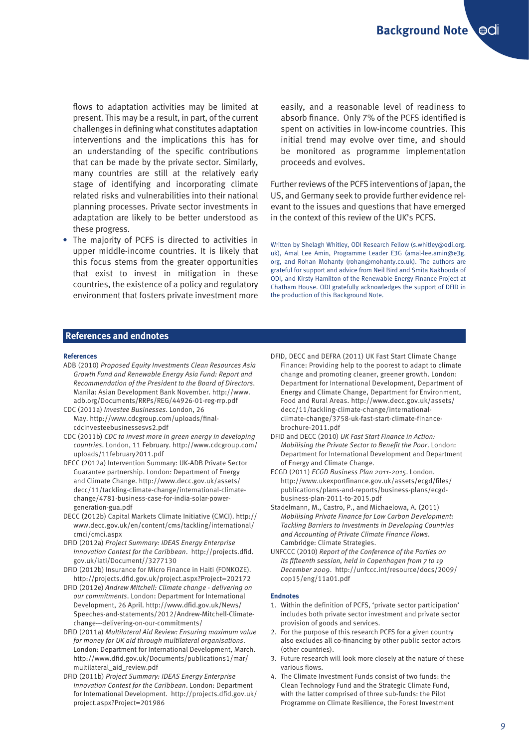flows to adaptation activities may be limited at present. This may be a result, in part, of the current challenges in defining what constitutes adaptation interventions and the implications this has for an understanding of the specific contributions that can be made by the private sector. Similarly, many countries are still at the relatively early stage of identifying and incorporating climate related risks and vulnerabilities into their national planning processes. Private sector investments in adaptation are likely to be better understood as these progress.

- The majority of PCFS is directed to activities in upper middle-income countries. It is likely that this focus stems from the greater opportunities that exist to invest in mitigation in these countries, the existence of a policy and regulatory environment that fosters private investment more easily, and a reasonable level of readiness to absorb finance. Only 7% of the PCFS identified is spent on activities in low-income countries. This initial trend may evolve over time, and should be monitored as programme implementation proceeds and evolves.

Further reviews of the PCFS interventions of Japan, the US, and Germany seek to provide further evidence relevant to the issues and questions that have emerged in the context of this review of the UK's PCFS.

Written by Shelagh Whitley, ODI Research Fellow (s.whitley@odi.org.uk), Amal Lee Amin, Programme Leader E3G (amal-lee.amin@e3g.org, and Rohan Mohanty (rohan@mohanty.co.uk). The authors are grateful for support and advice from Neil Bird and Smita Nakhooda of ODI, and Kirsty Hamilton of the Renewable Energy Finance Project at Chatham House. ODI gratefully acknowledges the support of DFID in the production of this Background Note.

## References and endnotes

### References

ADB (2010) *Proposed Equity Investments Clean Resources Asia Growth Fund and Renewable Energy Asia Fund: Report and Recommendation of the President to the Board of Directors*. Manila: Asian Development Bank November. http://www.adb.org/Documents/RRPs/REG/44926-01-reg-rrp.pdf

CDC (2011a) *Investee Businesses*. London, 26 May. http://www.cdcgroup.com/uploads/final-cdcinvesteebusinessesvs2.pdf

CDC (2011b) *CDC to invest more in green energy in developing countries*. London, 11 February. http://www.cdcgroup.com/uploads/11february2011.pdf

DECC (2012a) Intervention Summary: UK-ADB Private Sector Guarantee partnership. London: Department of Energy and Climate Change. http://www.decc.gov.uk/assets/decc/11/tackling-climate-change/international-climate-change/4781-business-case-for-india-solar-power-generation-gua.pdf

DECC (2012b) Capital Markets Climate Initiative (CMCI). http://www.decc.gov.uk/en/content/cms/tackling/international/cmci/cmci.aspx

DFID (2012a) *Project Summary: IDEAS Energy Enterprise Innovation Contest for the Caribbean*. http://projects.dfid.gov.uk/iati/Document//3277130

DFID (2012b) Insurance for Micro Finance in Haiti (FONKOZE). http://projects.dfid.gov.uk/project.aspx?Project=202172

DFID (2012e) *Andrew Mitchell: Climate change - delivering on our commitments*. London: Department for International Development, 26 April. http://www.dfid.gov.uk/News/Speeches-and-statements/2012/Andrew-Mitchell-Climate-change---delivering-on-our-commitments/

DFID (2011a) *Multilateral Aid Review: Ensuring maximum value for money for UK aid through multilateral organisations*. London: Department for International Development, March. http://www.dfid.gov.uk/Documents/publications1/mar/multilateral_aid_review.pdf

DFID (2011b) *Project Summary: IDEAS Energy Enterprise Innovation Contest for the Caribbean*. London: Department for International Development. http://projects.dfid.gov.uk/project.aspx?Project=201986

DFID, DECC and DEFRA (2011) UK Fast Start Climate Change Finance: Providing help to the poorest to adapt to climate change and promoting cleaner, greener growth. London: Department for International Development, Department of Energy and Climate Change, Department for Environment, Food and Rural Areas. http://www.decc.gov.uk/assets/decc/11/tackling-climate-change/international-climate-change/3758-uk-fast-start-climate-finance-brochure-2011.pdf

DFID and DECC (2010) *UK Fast Start Finance in Action: Mobilising the Private Sector to Benefit the Poor*. London: Department for International Development and Department of Energy and Climate Change.

ECGD (2011) *ECGD Business Plan 2011-2015*. London. http://www.ukexportfinance.gov.uk/assets/ecgd/files/publications/plans-and-reports/business-plans/ecgd-business-plan-2011-to-2015.pdf

Stadelmann, M., Castro, P., and Michaelowa, A. (2011) *Mobilising Private Finance for Low Carbon Development: Tackling Barriers to Investments in Developing Countries and Accounting of Private Climate Finance Flows*. Cambridge: Climate Strategies.

UNFCCC (2010) *Report of the Conference of the Parties on its fifteenth session, held in Copenhagen from 7 to 19 December 2009*. http://unfccc.int/resource/docs/2009/cop15/eng/11a01.pdf

### Endnotes

1. Within the definition of PCFS, 'private sector participation' includes both private sector investment and private sector provision of goods and services.
2. For the purpose of this research PCFS for a given country also excludes all co-financing by other public sector actors (other countries).
3. Future research will look more closely at the nature of these various flows.
4. The Climate Investment Funds consist of two funds: the Clean Technology Fund and the Strategic Climate Fund, with the latter comprised of three sub-funds: the Pilot Programme on Climate Resilience, the Forest Investment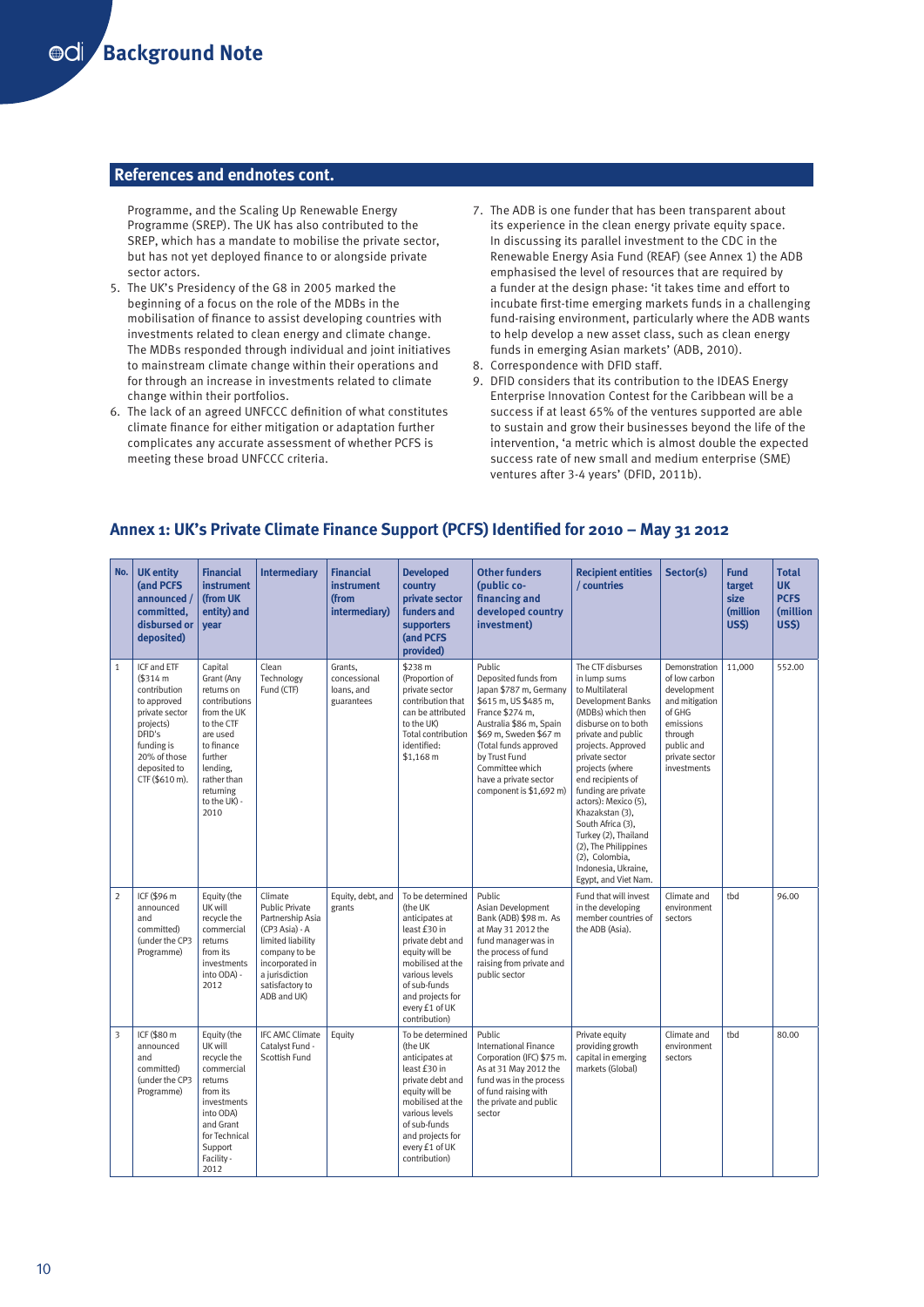## References and endnotes cont.

Programme, and the Scaling Up Renewable Energy Programme (SREP). The UK has also contributed to the SREP, which has a mandate to mobilise the private sector, but has not yet deployed finance to or alongside private sector actors.

5. The UK's Presidency of the G8 in 2005 marked the beginning of a focus on the role of the MDBs in the mobilisation of finance to assist developing countries with investments related to clean energy and climate change. The MDBs responded through individual and joint initiatives to mainstream climate change within their operations and for through an increase in investments related to climate change within their portfolios.
6. The lack of an agreed UNFCCC definition of what constitutes climate finance for either mitigation or adaptation further complicates any accurate assessment of whether PCFS is meeting these broad UNFCCC criteria.
7. The ADB is one funder that has been transparent about its experience in the clean energy private equity space. In discussing its parallel investment to the CDC in the Renewable Energy Asia Fund (REAF) (see Annex 1) the ADB emphasised the level of resources that are required by a funder at the design phase: 'it takes time and effort to incubate first-time emerging markets funds in a challenging fund-raising environment, particularly where the ADB wants to help develop a new asset class, such as clean energy funds in emerging Asian markets' (ADB, 2010).
8. Correspondence with DFID staff.
9. DFID considers that its contribution to the IDEAS Energy Enterprise Innovation Contest for the Caribbean will be a success if at least 65% of the ventures supported are able to sustain and grow their businesses beyond the life of the intervention, 'a metric which is almost double the expected success rate of new small and medium enterprise (SME) ventures after 3-4 years' (DFID, 2011b).

## Annex 1: UK's Private Climate Finance Support (PCFS) Identified for 2010 – May 31 2012

| No. | UK entity (and PCFS announced / committed, disbursed or deposited) | Financial instrument (from UK entity) and year | Intermediary | Financial instrument (from intermediary) | Developed country private sector funders and supporters (and PCFS provided) | Other funders (public co-financing and developed country investment) | Recipient entities / countries | Sector(s) | Fund target size (million US$) | Total UK PCFS (million US$) |
|---|---|---|---|---|---|---|---|---|---|---|
| 1 | ICF and ETF ($314 m contribution to approved private sector projects) DFID's funding is 20% of those deposited to CTF ($610 m). | Capital Grant (Any returns on contributions from the UK to the CTF are used to finance further lending, rather than returning to the UK) - 2010 | Clean Technology Fund (CTF) | Grants, concessional loans, and guarantees | $238 m (Proportion of private sector contribution that can be attributed to the UK) Total contribution identified: $1,168 m | Public Deposited funds from Japan $787 m, Germany $615 m, US $485 m, France $274 m, Australia $86 m, Spain $69 m, Sweden $67 m (Total funds approved by Trust Fund Committee which have a private sector component is $1,692 m) | The CTF disburses in lump sums to Multilateral Development Banks (MDBs) which then disburse on to both private and public projects. Approved private sector projects (where end recipients of funding are private actors): Mexico (5), Kazakhstan (3), South Africa (3), Turkey (2), Thailand (2), The Philippines (2), Colombia, Indonesia, Ukraine, Egypt, and Viet Nam. | Demonstration of low carbon development and mitigation of GHG emissions through public and private sector investments | 11,000 | 552.00 |
| 2 | ICF ($96 m announced and committed) (under the CP3 Programme) | Equity (the UK will recycle the commercial returns from its investments into ODA) - 2012 | Climate Public Private Partnership Asia (CP3 Asia) - A limited liability company to be incorporated in a jurisdiction satisfactory to ADB and UK) | Equity, debt, and grants | To be determined (the UK anticipates at least £30 in private debt and equity will be mobilised at the various levels of sub-funds and projects for every £1 of UK contribution) | Public Asian Development Bank (ADB) $98 m. As at May 31 2012 the fund manager was in the process of fund raising from private and public sector | Fund that will invest in the developing member countries of the ADB (Asia). | Climate and environment sectors | tbd | 96.00 |
| 3 | ICF ($80 m announced and committed) (under the CP3 Programme) | Equity (the UK will recycle the commercial returns from its investments into ODA) and Grant for Technical Support Facility - 2012 | IFC AMC Climate Catalyst Fund - Scottish Fund | Equity | To be determined (the UK anticipates at least £30 in private debt and equity will be mobilised at the various levels of sub-funds and projects for every £1 of UK contribution) | Public International Finance Corporation (IFC) $75 m. As at 31 May 2012 the fund was in the process of fund raising with the private and public sector | Private equity providing growth capital in emerging markets (Global) | Climate and environment sectors | tbd | 80.00 |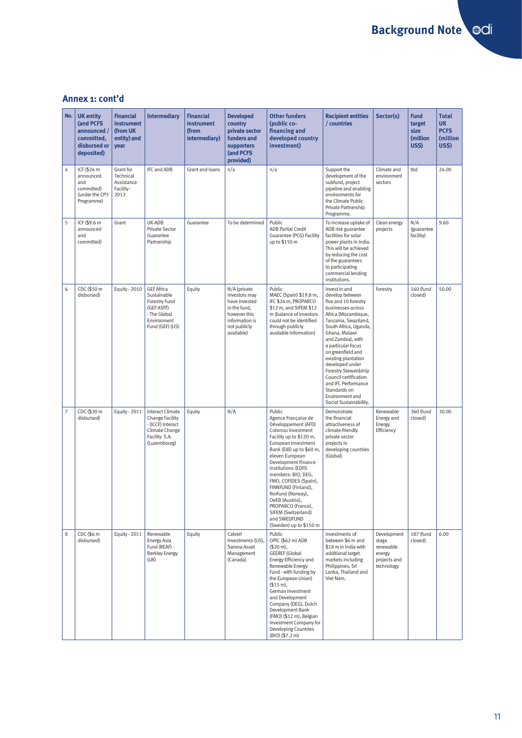## Annex 1: cont'd

| No. | UK entity (and PCFS announced / committed, disbursed or deposited) | Financial instrument (from UK entity) and year | Intermediary | Financial instrument (from intermediary) | Developed country private sector funders and supporters (and PCFS provided) | Other funders (public co-financing and developed country investment) | Recipient entities / countries | Sector(s) | Fund target size (million US$) | Total UK PCFS (million US$) |
|---|---|---|---|---|---|---|---|---|---|---|
| 4 | ICF ($24 m announced and committed) (under the CP3 Programme) | Grant for Technical Assistance Facility - 2012 | IFC and ADB | Grant and loans | n/a | n/a | Support the development of the subfund, project pipeline and enabling environments for the Climate Public Private Partnership Programme. | Climate and environment sectors | tbd | 24.00 |
| 5 | ICF ($9.6 m announced and committed) | Grant | UK-ADB Private Sector Guarantee Partnership | Guarantee | To be determined | Public ADB Partial Credit Guarantee (PCG) Facility up to $150 m | To increase uptake of ADB risk guarantee facilities for solar power plants in India. This will be achieved by reducing the cost of the guarantees to participating commercial lending institutions. | Clean energy projects | N/A (guarantee facility) | 9.60 |
| 6 | CDC ($50 m disbursed) | Equity - 2010 | GEF Africa Sustainable Forestry Fund (GEF ASFF) - The Global Environment Fund (GEF) (US) | Equity | N/A (private investors may have invested in the fund, however this information is not publicly available) | Public MAEC (Spain) $19.8 m, IFC $24 m, PROPARCO $12 m, and SIFEM $12 m (balance of investors could not be identified through publicly available information) | Invest in and develop between five and 10 forestry businesses across Africa (Mozambique, Tanzania, Swaziland, South Africa, Uganda, Ghana, Malawi and Zambia), with a particular focus on greenfield and existing plantation developed under Forestry Stewardship Council certification and IFC Performance Standards on Environment and Social Sustainability. | Forestry | 160 (fund closed) | 50.00 |
| 7 | CDC ($30 m disbursed) | Equity - 2011 | Interact Climate Change Facility - (ICCF) Interact Climate Change Facility S.A. (Luxembourg) | Equity | N/A | Public Agence Française de Développement (AFD) Cotonou Investment Facility up to $120 m, European Investment Bank (EIB) up to $60 m, eleven European Development Finance Institutions (EDFI) members: BIO, DEG, FMO, COFIDES (Spain), FINNFUND (Finland), Norfund (Norway), OeEB (Austria), PROPARCO (France), SIFEM (Switzerland) and SWEDFUND (Sweden) up to $150 m | Demonstrate the financial attractiveness of climate-friendly private sector projects in developing countries (Global) | Renewable Energy and Energy Efficiency | 360 (fund closed) | 30.00 |
| 8 | CDC ($6 m disbursed) | Equity - 2011 | Renewable Energy Asia Fund (REAF) - Berkley Energy (UK) | Equity | Calvert Investments (US), Sarona Asset Management (Canada) | Public OPIC ($62 m) ADB ($20 m), GEEREF (Global Energy Efficiency and Renewable Energy Fund - with funding by the European Union) ($15 m), German Investment and Development Company (DEG), Dutch Development Bank (FMO) ($12 m), Belgian Investment Company for Developing Countries (BIO) ($7.2 m) | Investments of between $6 m and $18 m in India with additional target markets including Philippines, Sri Lanka, Thailand and Viet Nam. | Development stage renewable energy projects and technology | 187 (fund closed) | 6.00 |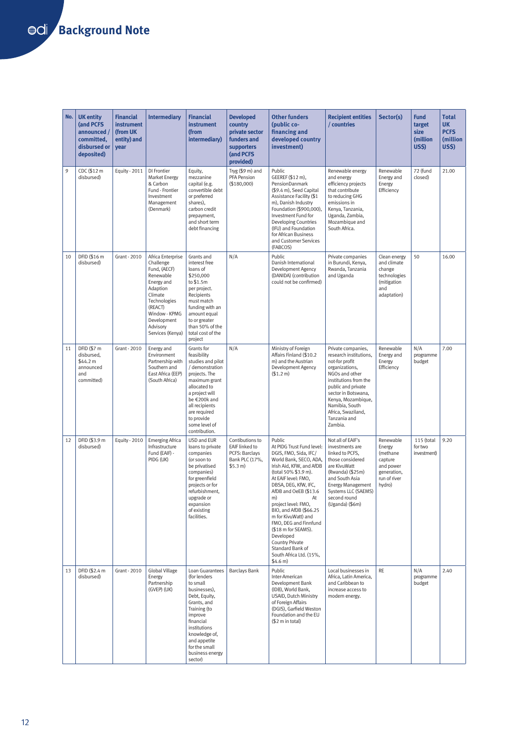| No. | UK entity (and PCFS announced / committed, disbursed or deposited) | Financial instrument (from UK entity) and year | Intermediary | Financial instrument (from intermediary) | Developed country private sector funders and supporters (and PCFS provided) | Other funders (public co-financing and developed country investment) | Recipient entities / countries | Sector(s) | Fund target size (million US$) | Total UK PCFS (million US$) |
|---|---|---|---|---|---|---|---|---|---|---|
| 9 | CDC ($12 m disbursed) | Equity - 2011 | DI Frontier Market Energy & Carbon Fund - Frontier Investment Management (Denmark) | Equity, mezzanine capital (e.g. convertible debt or preferred shares), carbon credit prepayment, and short term debt financing | Tryg ($9 m) and PFA Pension ($180,000) | Public GEEREF ($12 m), PensionDanmark ($9.4 m), Seed Capital Assistance Facility ($1 m), Danish Industry Foundation ($900,000), Investment Fund for Developing Countries (IFU) and Foundation for African Business and Customer Services (FABCOS) | Renewable energy and energy efficiency projects that contribute to reducing GHG emissions in Kenya, Tanzania, Uganda, Zambia, Mozambique and South Africa. | Renewable Energy and Energy Efficiency | 72 (fund closed) | 21.00 |
| 10 | DFID ($16 m disbursed) | Grant - 2010 | Africa Enterprise Challenge Fund, (AECF) Renewable Energy and Adaption Climate Technologies (REACT) Window - KPMG Development Advisory Services (Kenya) | Grants and interest free loans of $250,000 to $1.5m per project. Recipients must match funding with an amount equal to or greater than 50% of the total cost of the project | N/A | Public Danish International Development Agency (DANIDA) (contribution could not be confirmed) | Private companies in Burundi, Kenya, Rwanda, Tanzania and Uganda | Clean energy and climate change technologies (mitigation and adaptation) | 50 | 16.00 |
| 11 | DFID ($7 m disbursed, $44.2 m announced and committed) | Grant - 2010 | Energy and Environment Partnership with Southern and East Africa (EEP) (South Africa) | Grants for feasibility studies and pilot / demonstration projects. The maximum grant allocated to a project will be €200k and all recipients are required to provide some level of contribution. | N/A | Ministry of Foreign Affairs Finland ($10.2 m) and the Austrian Development Agency ($1.2 m) | Private companies, research institutions, not-for profit organizations, NGOs and other institutions from the public and private sector in Botswana, Kenya, Mozambique, Namibia, South Africa, Swaziland, Tanzania and Zambia. | Renewable Energy and Energy Efficiency | N/A programme budget | 7.00 |
| 12 | DFID ($3.9 m disbursed) | Equity - 2010 | Emerging Africa Infrastructure Fund (EAIF) - PIDG (UK) | USD and EUR loans to private companies (or soon to be privatised companies) for greenfield projects or for refurbishment, upgrade or expansion of existing facilities. | Contibutions to EAIF linked to PCFS: Barclays Bank PLC (17%, $5.3 m) | Public At PIDG Trust Fund level: DGIS, FMO, Sida, IFC/ World Bank, SECO, ADA, Irish Aid, KFW, and AfDB (total 50% $3.9 m). At EAIF level: FMO, DBSA, DEG, KfW, IFC, AfDB and OeEB ($13.6 m) At project level: FMO, BIO, and AfDB ($66.25 m for KivuWatt) and FMO, DEG and Finnfund ($18 m for SEAMS). Developed Country Private Standard Bank of South Africa Ltd. (15%, $4.6 m) | Not all of EAIF's investments are linked to PCFS, those considered are KivuWatt (Rwanda) ($25m) and South Asia Energy Management Systems LLC (SAEMS) second round (Uganda) ($6m) | Renewable Energy (methane capture and power generation, run of river hydro) | 115 (total for two investment) | 9.20 |
| 13 | DFID ($2.4 m disbursed) | Grant - 2010 | Global Village Energy Partnership (GVEP) (UK) | Loan Guarantees (for lenders to small businesses), Debt, Equity, Grants, and Training (to improve financial institutions knowledge of, and appetite for the small business energy sector) | Barclays Bank | Public Inter-American Development Bank (IDB), World Bank, USAID, Dutch Ministry of Foreign Affairs (DGIS), Garfield Weston Foundation and the EU ($2 m in total) | Local businesses in Africa, Latin America, and Caribbean to increase access to modern energy. | RE | N/A programme budget | 2.40 |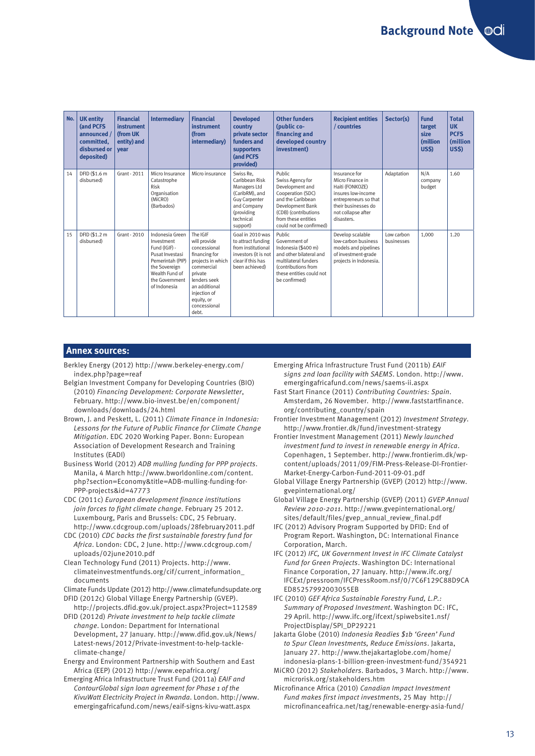| No. | UK entity (and PCFS announced / committed, disbursed or deposited) | Financial instrument (from UK entity) and year | Intermediary | Financial instrument (from intermediary) | Developed country private sector funders and supporters (and PCFS provided) | Other funders (public co-financing and developed country investment) | Recipient entities / countries | Sector(s) | Fund target size (million US$) | Total UK PCFS (million US$) |
|---|---|---|---|---|---|---|---|---|---|---|
| 14 | DFID ($1.6 m disbursed) | Grant - 2011 | Micro Insurance Catastrophe Risk Organisation (MiCRO) (Barbados) | Micro insurance | Swiss Re, Caribbean Risk Managers Ltd (CaribRM), and Guy Carpenter and Company (providing technical support) | Public Swiss Agency for Development and Cooperation (SDC) and the Caribbean Development Bank (CDB) (contributions from these entities could not be confirmed) | Insurance for Micro Finance in Haiti (FONKOZE) insures low-income entrepreneurs so that their businesses do not collapse after disasters. | Adaptation | N/A company budget | 1.60 |
| 15 | DFID ($1.2 m disbursed) | Grant - 2010 | Indonesia Green Investment Fund (IGIF) - Pusat Investasi Pemerintah (PIP) the Sovereign Wealth Fund of the Government of Indonesia | The IGIF will provide concessional financing for projects in which commercial private lenders seek an additional injection of equity, or concessional debt. | Goal in 2010 was to attract funding from institutional investors (it is not clear if this has been achieved) | Public Government of Indonesia ($400 m) and other bilateral and multilateral funders (contributions from these entities could not be confirmed) | Develop scalable low-carbon business models and pipelines of investment-grade projects in Indonesia. | Low carbon businesses | 1,000 | 1.20 |

## Annex sources:

Berkley Energy (2012) http://www.berkeley-energy.com/index.php?page=reaf

Belgian Investment Company for Developing Countries (BIO) (2010) *Financing Development: Corporate Newsletter*, February. http://www.bio-invest.be/en/component/downloads/downloads/24.html

Brown, J. and Peskett, L. (2011) *Climate Finance in Indonesia: Lessons for the Future of Public Finance for Climate Change Mitigation*. EDC 2020 Working Paper. Bonn: European Association of Development Research and Training Institutes (EADI)

Business World (2012) *ADB mulling funding for PPP projects*. Manila, 4 March http://www.bworldonline.com/content.php?section=Economy&title=ADB-mulling-funding-for-PPP-projects&id=47773

CDC (2011c) *European development finance institutions join forces to fight climate change*. February 25 2012. Luxembourg, Paris and Brussels: CDC, 25 February. http://www.cdcgroup.com/uploads/28february2011.pdf

CDC (2010) *CDC backs the first sustainable forestry fund for Africa*. London: CDC, 2 June. http://www.cdcgroup.com/uploads/02june2010.pdf

Clean Technology Fund (2011) Projects. http://www.climateinvestmentfunds.org/cif/current_information_documents

Climate Funds Update (2012) http://www.climatefundsupdate.org

DFID (2012c) Global Village Energy Partnership (GVEP). http://projects.dfid.gov.uk/project.aspx?Project=112589

DFID (2012d) *Private investment to help tackle climate change*. London: Department for International Development, 27 January. http://www.dfid.gov.uk/News/Latest-news/2012/Private-investment-to-help-tackle-climate-change/

Energy and Environment Partnership with Southern and East Africa (EEP) (2012) http://www.eepafrica.org/

Emerging Africa Infrastructure Trust Fund (2011a) *EAIF and ContourGlobal sign loan agreement for Phase 1 of the KivuWatt Electricity Project in Rwanda*. London. http://www.emergingafricafund.com/news/eaif-signs-kivu-watt.aspx

Emerging Africa Infrastructure Trust Fund (2011b) *EAIF signs 2nd loan facility with SAEMS*. London. http://www.emergingafricafund.com/news/saems-ii.aspx

Fast Start Finance (2011) *Contributing Countries: Spain*. Amsterdam, 26 November. http://www.faststartfinance.org/contributing_country/spain

Frontier Investment Management (2012) *Investment Strategy*. http://www.frontier.dk/fund/investment-strategy

Frontier Investment Management (2011) *Newly launched investment fund to invest in renewable energy in Africa*. Copenhagen, 1 September. http://www.frontierim.dk/wp-content/uploads/2011/09/FIM-Press-Release-DI-Frontier-Market-Energy-Carbon-Fund-2011-09-01.pdf

Global Village Energy Partnership (GVEP) (2012) http://www.gvepinternational.org/

Global Village Energy Partnership (GVEP) (2011) *GVEP Annual Review 2010-2011*. http://www.gvepinternational.org/sites/default/files/gvep_annual_review_final.pdf

IFC (2012) Advisory Program Supported by DFID: End of Program Report. Washington, DC: International Finance Corporation, March.

IFC (2012) *IFC, UK Government Invest in IFC Climate Catalyst Fund for Green Projects*. Washington DC: International Finance Corporation, 27 January. http://www.ifc.org/IFCExt/pressroom/IFCPressRoom.nsf/0/7C6F129C88D9CAED85257992003055EB

IFC (2010) *GEF Africa Sustainable Forestry Fund, L.P.: Summary of Proposed Investment*. Washington DC: IFC, 29 April. http://www.ifc.org/ifcext/spiwebsite1.nsf/ProjectDisplay/SPI_DP29221

Jakarta Globe (2010) *Indonesia Readies $1b 'Green' Fund to Spur Clean Investments, Reduce Emissions*. Jakarta, January 27. http://www.thejakartaglobe.com/home/indonesia-plans-1-billion-green-investment-fund/354921

MiCRO (2012) *Stakeholders*. Barbados, 3 March. http://www.microrisk.org/stakeholders.htm

Microfinance Africa (2010) *Canadian Impact Investment Fund makes first impact investments*, 25 May http://microfinanceafrica.net/tag/renewable-energy-asia-fund/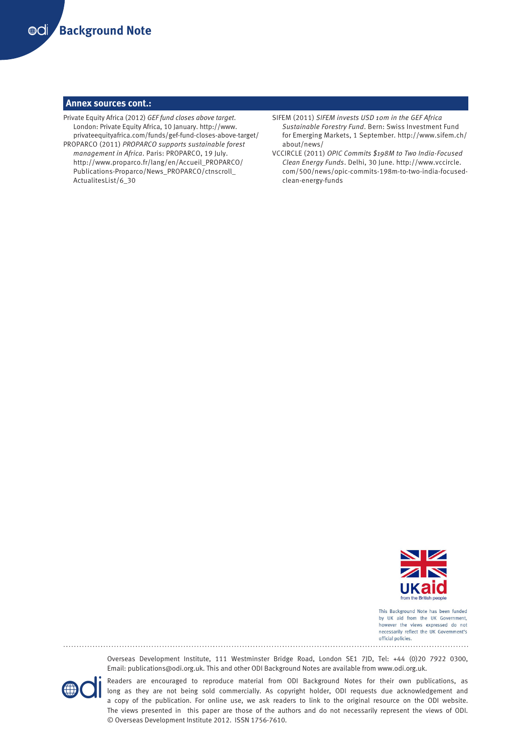## Annex sources cont.:

Private Equity Africa (2012) *GEF fund closes above target*. London: Private Equity Africa, 10 January. http://www.privateequityafrica.com/funds/gef-fund-closes-above-target/

PROPARCO (2011) *PROPARCO supports sustainable forest management in Africa*. Paris: PROPARCO, 19 July. http://www.proparco.fr/lang/en/Accueil_PROPARCO/Publications-Proparco/News_PROPARCO/ctnscroll_ActualitesList/6_30

SIFEM (2011) *SIFEM invests USD 10m in the GEF Africa Sustainable Forestry Fund*. Bern: Swiss Investment Fund for Emerging Markets, 1 September. http://www.sifem.ch/about/news/

VCCIRCLE (2011) *OPIC Commits $198M to Two India-Focused Clean Energy Funds*. Delhi, 30 June. http://www.vccircle.com/500/news/opic-commits-198m-to-two-india-focused-clean-energy-funds

UKaid from the British people

This Background Note has been funded by UK aid from the UK Government, however the views expressed do not necessarily reflect the UK Government's official policies.

Overseas Development Institute, 111 Westminster Bridge Road, London SE1 7JD, Tel: +44 (0)20 7922 0300, Email: publications@odi.org.uk. This and other ODI Background Notes are available from www.odi.org.uk.

Readers are encouraged to reproduce material from ODI Background Notes for their own publications, as long as they are not being sold commercially. As copyright holder, ODI requests due acknowledgement and a copy of the publication. For online use, we ask readers to link to the original resource on the ODI website. The views presented in this paper are those of the authors and do not necessarily represent the views of ODI. © Overseas Development Institute 2012. ISSN 1756-7610.